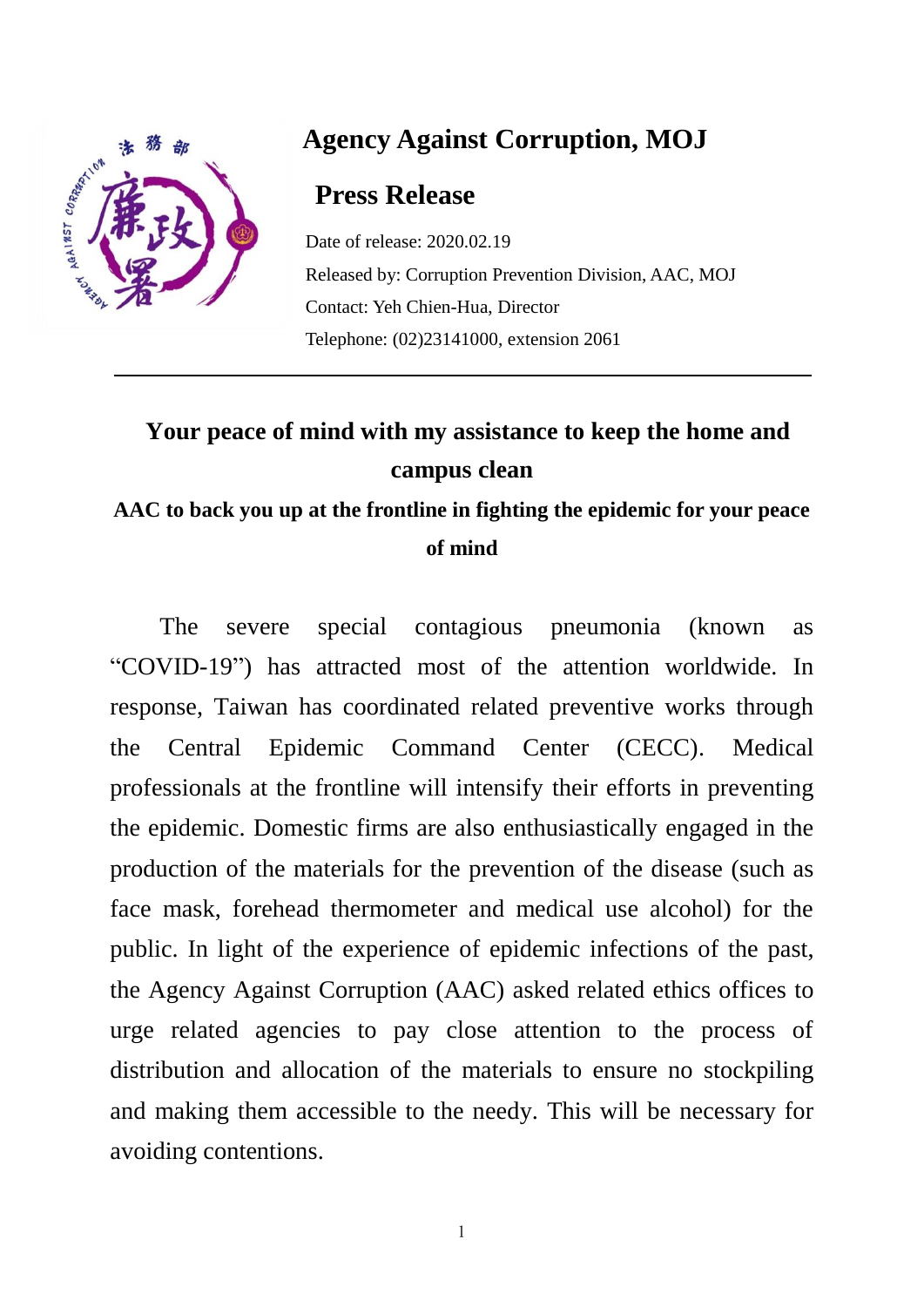# Agency Against Corruption, MOJ

## Press Release

Date of release: 2020.02.19

Released by: Corruption Prevention Division, AAC, MOJ

Contact: Yeh Chien-Hua, Director

Telephone: (02)23141000, extension 2061

---

## Your peace of mind with my assistance to keep the home and campus clean

### AAC to back you up at the frontline in fighting the epidemic for your peace of mind

The severe special contagious pneumonia (known as "COVID-19") has attracted most of the attention worldwide. In response, Taiwan has coordinated related preventive works through the Central Epidemic Command Center (CECC). Medical professionals at the frontline will intensify their efforts in preventing the epidemic. Domestic firms are also enthusiastically engaged in the production of the materials for the prevention of the disease (such as face mask, forehead thermometer and medical use alcohol) for the public. In light of the experience of epidemic infections of the past, the Agency Against Corruption (AAC) asked related ethics offices to urge related agencies to pay close attention to the process of distribution and allocation of the materials to ensure no stockpiling and making them accessible to the needy. This will be necessary for avoiding contentions.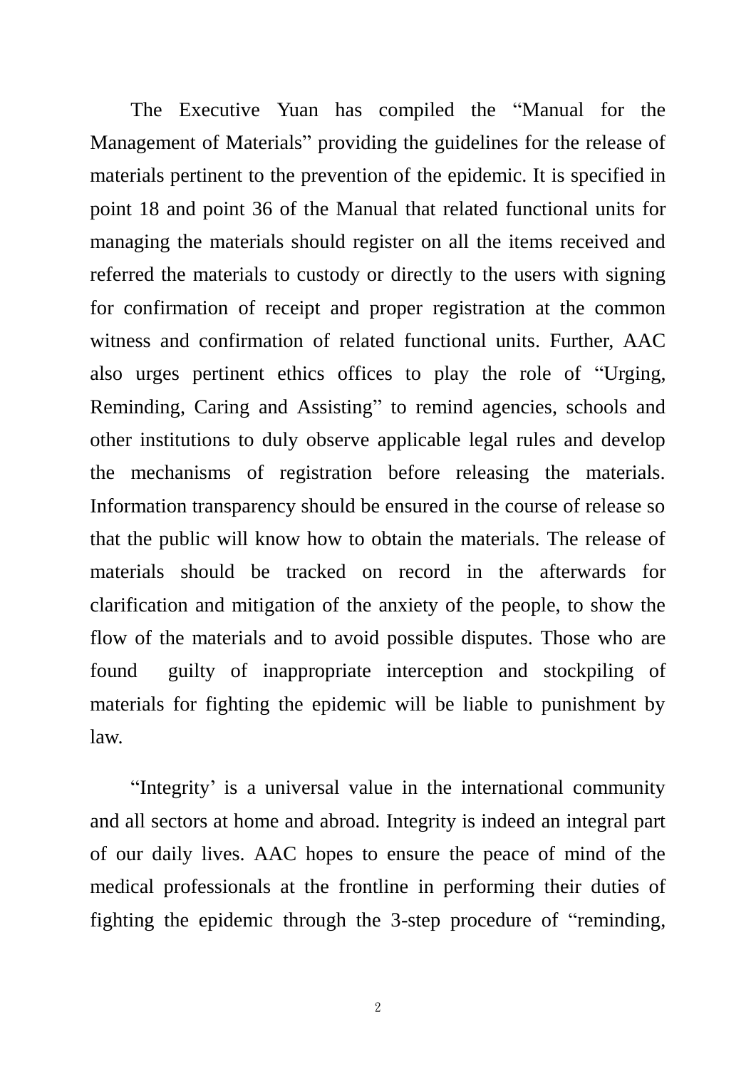The Executive Yuan has compiled the “Manual for the Management of Materials” providing the guidelines for the release of materials pertinent to the prevention of the epidemic. It is specified in point 18 and point 36 of the Manual that related functional units for managing the materials should register on all the items received and referred the materials to custody or directly to the users with signing for confirmation of receipt and proper registration at the common witness and confirmation of related functional units. Further, AAC also urges pertinent ethics offices to play the role of “Urging, Reminding, Caring and Assisting” to remind agencies, schools and other institutions to duly observe applicable legal rules and develop the mechanisms of registration before releasing the materials. Information transparency should be ensured in the course of release so that the public will know how to obtain the materials. The release of materials should be tracked on record in the afterwards for clarification and mitigation of the anxiety of the people, to show the flow of the materials and to avoid possible disputes. Those who are found guilty of inappropriate interception and stockpiling of materials for fighting the epidemic will be liable to punishment by law.

“Integrity’ is a universal value in the international community and all sectors at home and abroad. Integrity is indeed an integral part of our daily lives. AAC hopes to ensure the peace of mind of the medical professionals at the frontline in performing their duties of fighting the epidemic through the 3-step procedure of “reminding,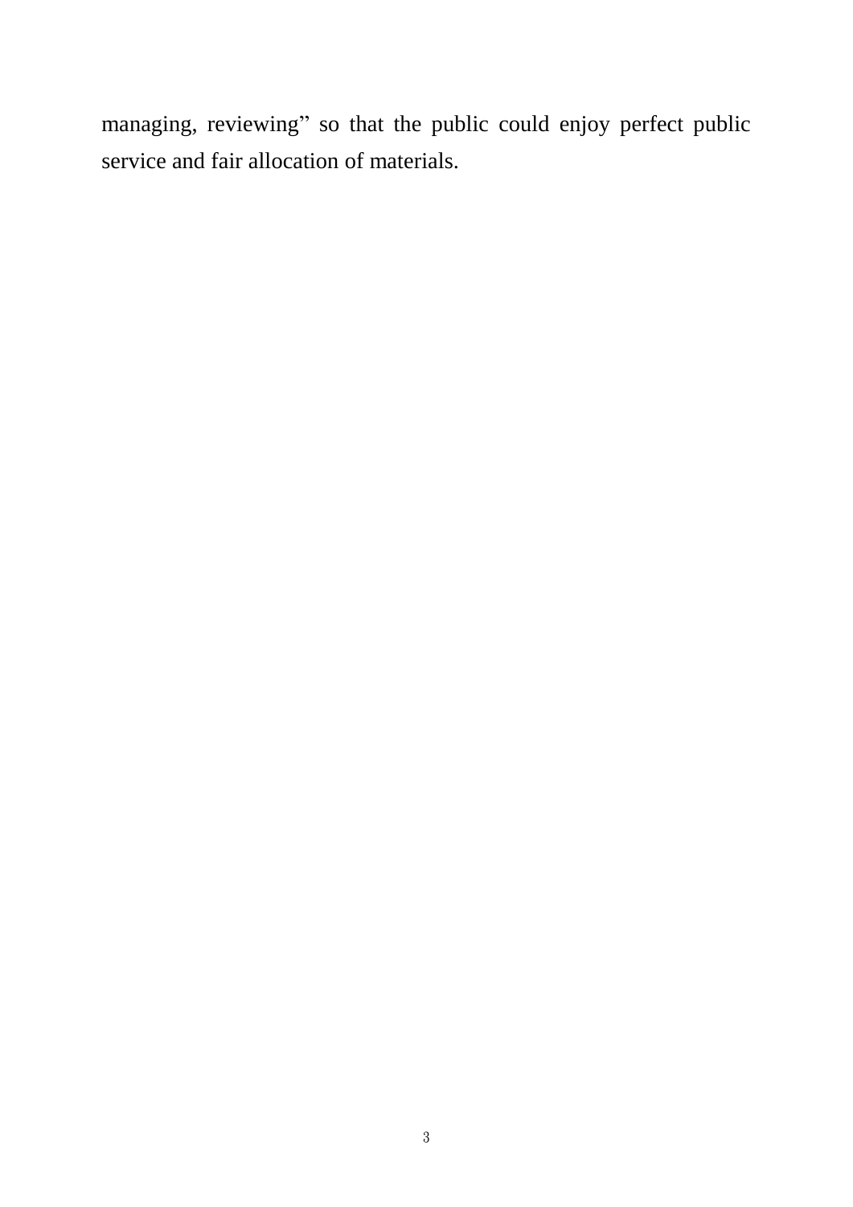managing, reviewing” so that the public could enjoy perfect public service and fair allocation of materials.